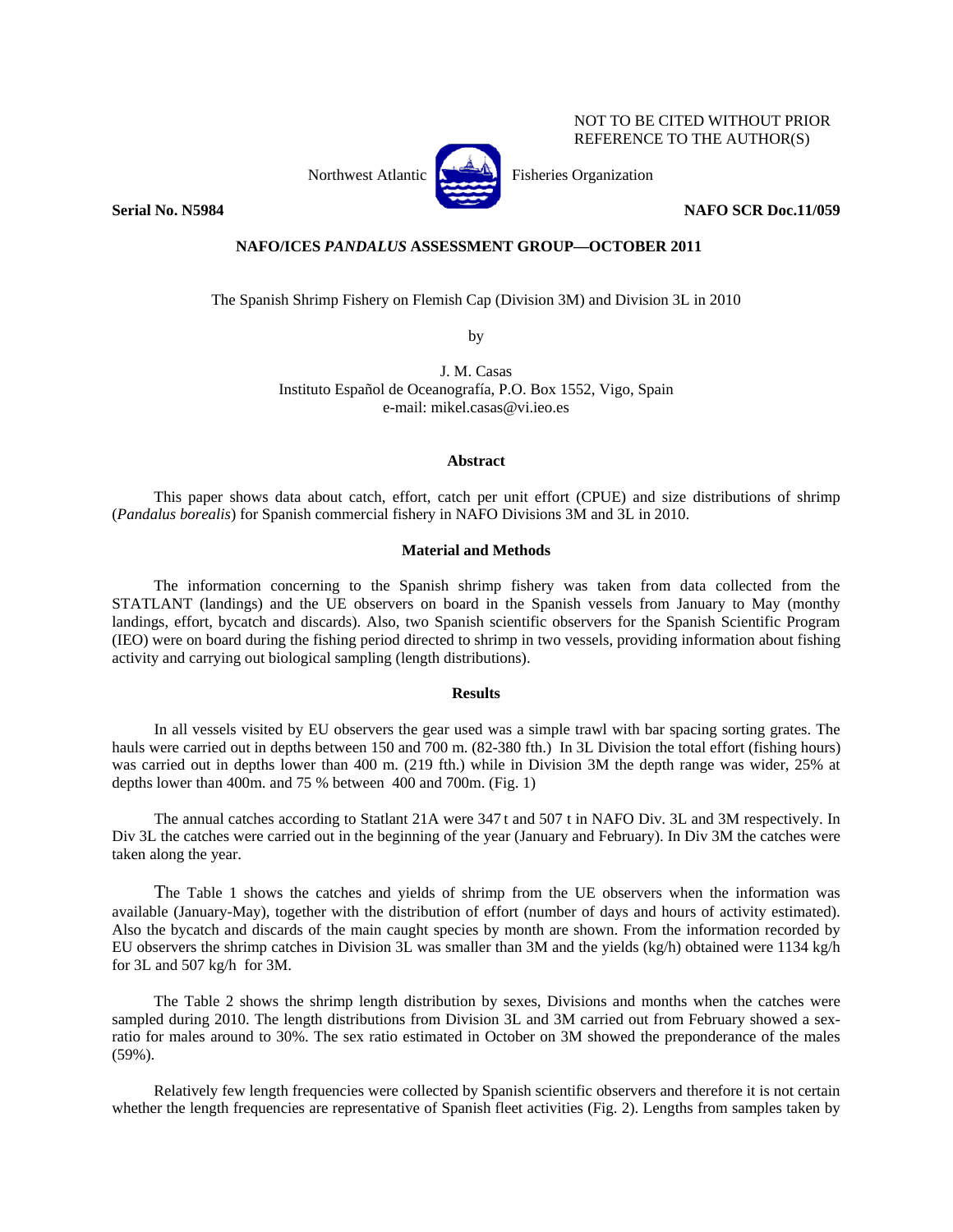NOT TO BE CITED WITHOUT PRIOR REFERENCE TO THE AUTHOR(S)

Northwest Atlantic Fisheries Organization

**Serial No. N5984** **NAFO SCR Doc.11/059**

**NAFO/ICES *PANDALUS* ASSESSMENT GROUP—OCTOBER 2011**

The Spanish Shrimp Fishery on Flemish Cap (Division 3M) and Division 3L in 2010

by

J. M. Casas
Instituto Español de Oceanografía, P.O. Box 1552, Vigo, Spain
e-mail: mikel.casas@vi.ieo.es

## Abstract

This paper shows data about catch, effort, catch per unit effort (CPUE) and size distributions of shrimp (*Pandalus borealis*) for Spanish commercial fishery in NAFO Divisions 3M and 3L in 2010.

## Material and Methods

The information concerning to the Spanish shrimp fishery was taken from data collected from the STATLANT (landings) and the UE observers on board in the Spanish vessels from January to May (monthy landings, effort, bycatch and discards). Also, two Spanish scientific observers for the Spanish Scientific Program (IEO) were on board during the fishing period directed to shrimp in two vessels, providing information about fishing activity and carrying out biological sampling (length distributions).

## Results

In all vessels visited by EU observers the gear used was a simple trawl with bar spacing sorting grates. The hauls were carried out in depths between 150 and 700 m. (82-380 fth.) In 3L Division the total effort (fishing hours) was carried out in depths lower than 400 m. (219 fth.) while in Division 3M the depth range was wider, 25% at depths lower than 400m. and 75 % between 400 and 700m. (Fig. 1)

The annual catches according to Statlant 21A were 347 t and 507 t in NAFO Div. 3L and 3M respectively. In Div 3L the catches were carried out in the beginning of the year (January and February). In Div 3M the catches were taken along the year.

The Table 1 shows the catches and yields of shrimp from the UE observers when the information was available (January-May), together with the distribution of effort (number of days and hours of activity estimated). Also the bycatch and discards of the main caught species by month are shown. From the information recorded by EU observers the shrimp catches in Division 3L was smaller than 3M and the yields (kg/h) obtained were 1134 kg/h for 3L and 507 kg/h for 3M.

The Table 2 shows the shrimp length distribution by sexes, Divisions and months when the catches were sampled during 2010. The length distributions from Division 3L and 3M carried out from February showed a sex-ratio for males around to 30%. The sex ratio estimated in October on 3M showed the preponderance of the males (59%).

Relatively few length frequencies were collected by Spanish scientific observers and therefore it is not certain whether the length frequencies are representative of Spanish fleet activities (Fig. 2). Lengths from samples taken by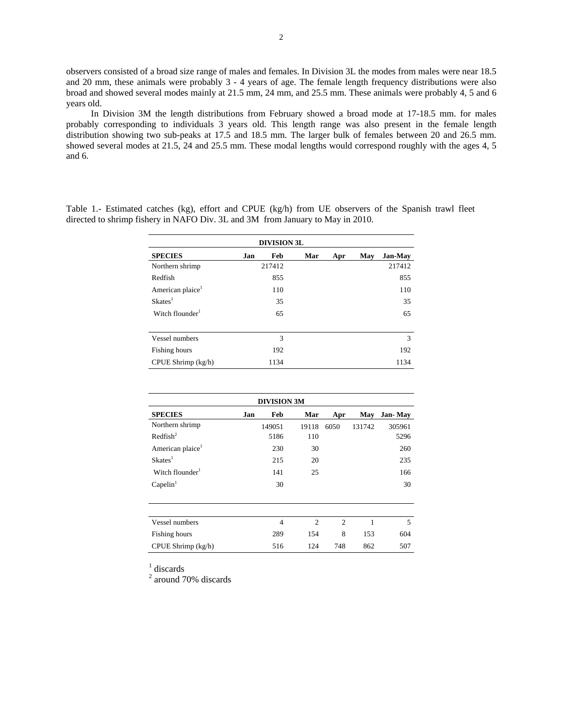observers consisted of a broad size range of males and females. In Division 3L the modes from males were near 18.5 and 20 mm, these animals were probably 3 - 4 years of age. The female length frequency distributions were also broad and showed several modes mainly at 21.5 mm, 24 mm, and 25.5 mm. These animals were probably 4, 5 and 6 years old.

In Division 3M the length distributions from February showed a broad mode at 17-18.5 mm. for males probably corresponding to individuals 3 years old. This length range was also present in the female length distribution showing two sub-peaks at 17.5 and 18.5 mm. The larger bulk of females between 20 and 26.5 mm. showed several modes at 21.5, 24 and 25.5 mm. These modal lengths would correspond roughly with the ages 4, 5 and 6.

Table 1.- Estimated catches (kg), effort and CPUE (kg/h) from UE observers of the Spanish trawl fleet directed to shrimp fishery in NAFO Div. 3L and 3M from January to May in 2010.

**DIVISION 3L**

| SPECIES | Jan | Feb | Mar | Apr | May | Jan-May |
|---|---|---|---|---|---|---|
| Northern shrimp | | 217412 | | | | 217412 |
| Redfish | | 855 | | | | 855 |
| American plaice[1] | | 110 | | | | 110 |
| Skates[1] | | 35 | | | | 35 |
| Witch flounder[1] | | 65 | | | | 65 |
| | | | | | | |
| Vessel numbers | | 3 | | | | 3 |
| Fishing hours | | 192 | | | | 192 |
| CPUE Shrimp (kg/h) | | 1134 | | | | 1134 |

**DIVISION 3M**

| SPECIES | Jan | Feb | Mar | Apr | May | Jan- May |
|---|---|---|---|---|---|---|
| Northern shrimp | | 149051 | 19118 | 6050 | 131742 | 305961 |
| Redfish[2] | | 5186 | 110 | | | 5296 |
| American plaice[1] | | 230 | 30 | | | 260 |
| Skates[1] | | 215 | 20 | | | 235 |
| Witch flounder[1] | | 141 | 25 | | | 166 |
| Capelin[1] | | 30 | | | | 30 |
| | | | | | | |
| Vessel numbers | | 4 | 2 | 2 | 1 | 5 |
| Fishing hours | | 289 | 154 | 8 | 153 | 604 |
| CPUE Shrimp (kg/h) | | 516 | 124 | 748 | 862 | 507 |

[1] discards
[2] around 70% discards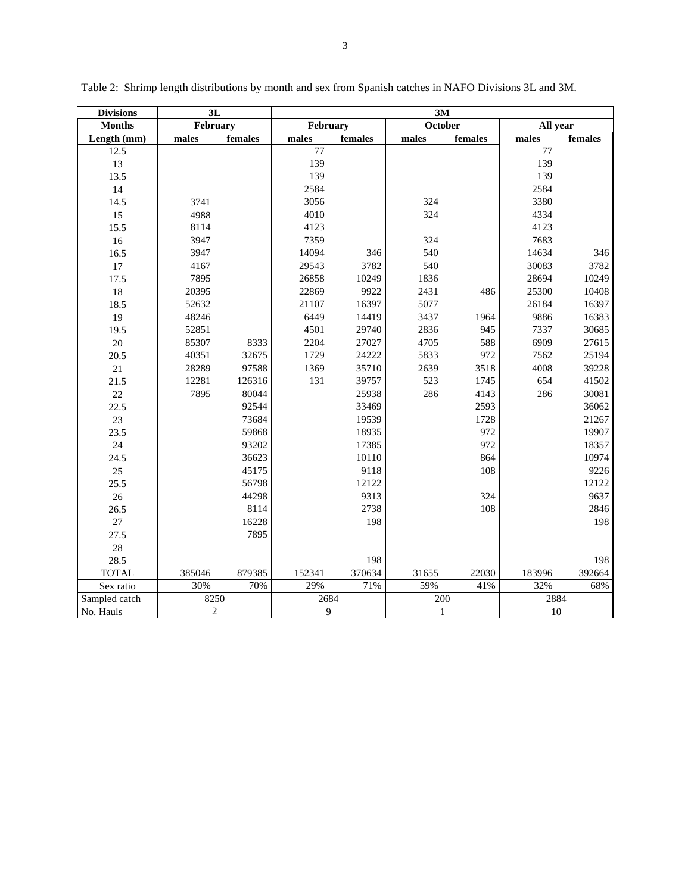Table 2: Shrimp length distributions by month and sex from Spanish catches in NAFO Divisions 3L and 3M.

| Divisions | 3L | | 3M | | | | | |
|---|---|---|---|---|---|---|---|---|
| Months | February | | February | | October | | All year | |
| Length (mm) | males | females | males | females | males | females | males | females |
| 12.5 | | | 77 | | | | 77 | |
| 13 | | | 139 | | | | 139 | |
| 13.5 | | | 139 | | | | 139 | |
| 14 | | | 2584 | | | | 2584 | |
| 14.5 | 3741 | | 3056 | | 324 | | 3380 | |
| 15 | 4988 | | 4010 | | 324 | | 4334 | |
| 15.5 | 8114 | | 4123 | | | | 4123 | |
| 16 | 3947 | | 7359 | | 324 | | 7683 | |
| 16.5 | 3947 | | 14094 | 346 | 540 | | 14634 | 346 |
| 17 | 4167 | | 29543 | 3782 | 540 | | 30083 | 3782 |
| 17.5 | 7895 | | 26858 | 10249 | 1836 | | 28694 | 10249 |
| 18 | 20395 | | 22869 | 9922 | 2431 | 486 | 25300 | 10408 |
| 18.5 | 52632 | | 21107 | 16397 | 5077 | | 26184 | 16397 |
| 19 | 48246 | | 6449 | 14419 | 3437 | 1964 | 9886 | 16383 |
| 19.5 | 52851 | | 4501 | 29740 | 2836 | 945 | 7337 | 30685 |
| 20 | 85307 | 8333 | 2204 | 27027 | 4705 | 588 | 6909 | 27615 |
| 20.5 | 40351 | 32675 | 1729 | 24222 | 5833 | 972 | 7562 | 25194 |
| 21 | 28289 | 97588 | 1369 | 35710 | 2639 | 3518 | 4008 | 39228 |
| 21.5 | 12281 | 126316 | 131 | 39757 | 523 | 1745 | 654 | 41502 |
| 22 | 7895 | 80044 | | 25938 | 286 | 4143 | 286 | 30081 |
| 22.5 | | 92544 | | 33469 | | 2593 | | 36062 |
| 23 | | 73684 | | 19539 | | 1728 | | 21267 |
| 23.5 | | 59868 | | 18935 | | 972 | | 19907 |
| 24 | | 93202 | | 17385 | | 972 | | 18357 |
| 24.5 | | 36623 | | 10110 | | 864 | | 10974 |
| 25 | | 45175 | | 9118 | | 108 | | 9226 |
| 25.5 | | 56798 | | 12122 | | | | 12122 |
| 26 | | 44298 | | 9313 | | 324 | | 9637 |
| 26.5 | | 8114 | | 2738 | | 108 | | 2846 |
| 27 | | 16228 | | 198 | | | | 198 |
| 27.5 | | 7895 | | | | | | |
| 28 | | | | | | | | |
| 28.5 | | | | 198 | | | | 198 |
| TOTAL | 385046 | 879385 | 152341 | 370634 | 31655 | 22030 | 183996 | 392664 |
| Sex ratio | 30% | 70% | 29% | 71% | 59% | 41% | 32% | 68% |
| Sampled catch | 8250 | | 2684 | | 200 | | 2884 | |
| No. Hauls | 2 | | 9 | | 1 | | 10 | |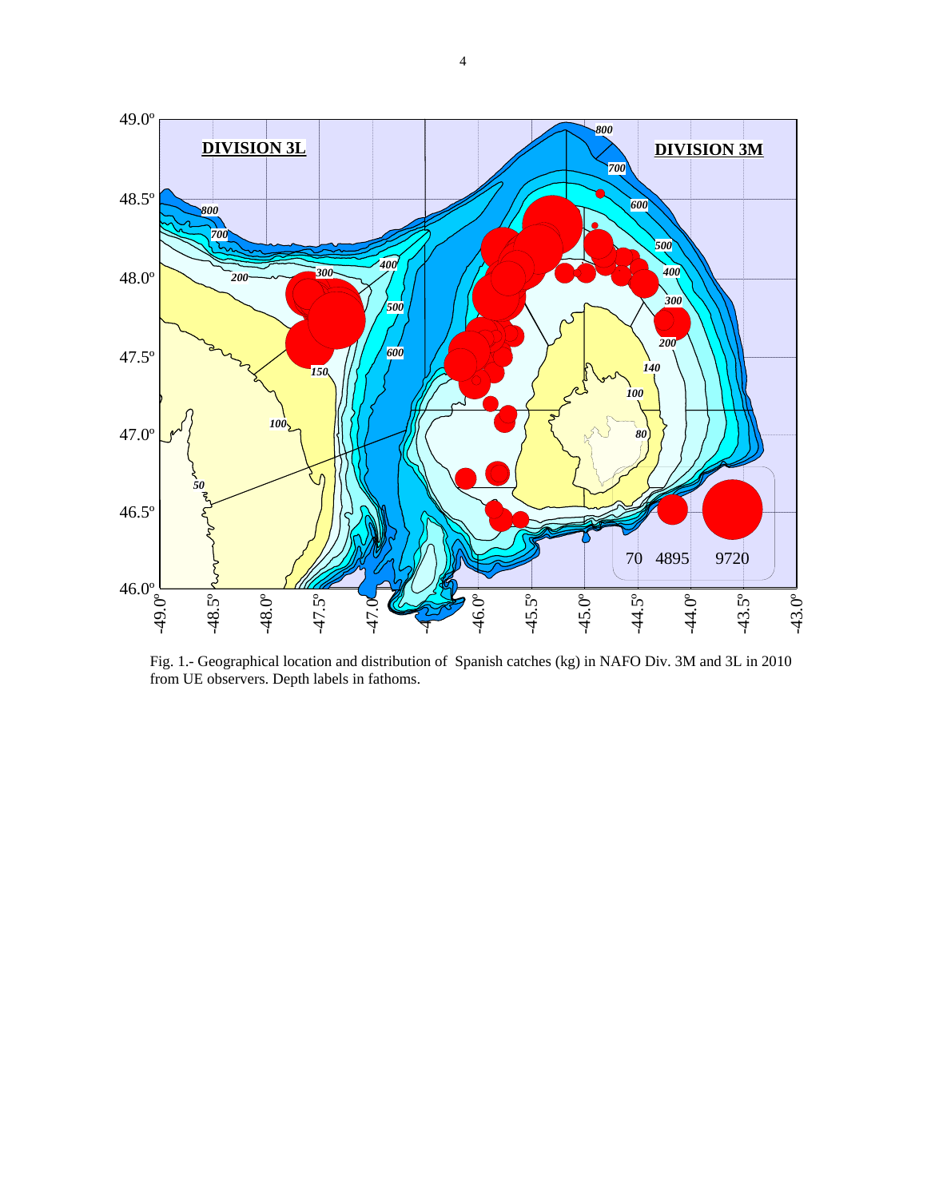Fig. 1.- Geographical location and distribution of Spanish catches (kg) in NAFO Div. 3M and 3L in 2010 from UE observers. Depth labels in fathoms.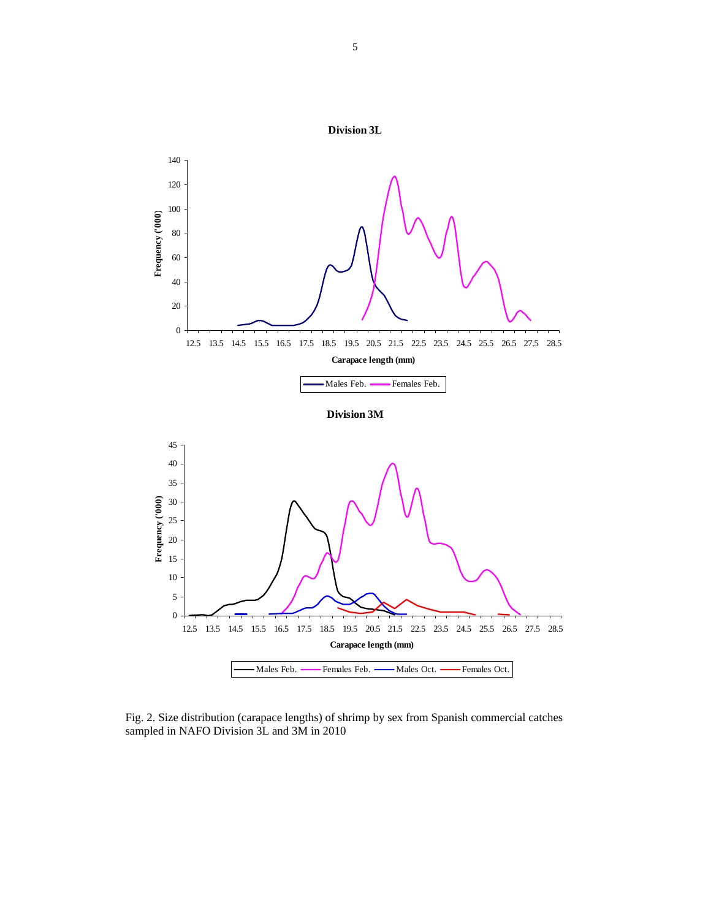**Division 3L**

140
120
100
80
60
40
20
0

Frequency ('000)

12.5 13.5 14.5 15.5 16.5 17.5 18.5 19.5 20.5 21.5 22.5 23.5 24.5 25.5 26.5 27.5 28.5

Carapace length (mm)

Males Feb. Females Feb.

**Division 3M**

45
40
35
30
25
20
15
10
5
0

Frequency ('000)

12.5 13.5 14.5 15.5 16.5 17.5 18.5 19.5 20.5 21.5 22.5 23.5 24.5 25.5 26.5 27.5 28.5

Carapace length (mm)

Males Feb. Females Feb. Males Oct. Females Oct.

Fig. 2. Size distribution (carapace lengths) of shrimp by sex from Spanish commercial catches sampled in NAFO Division 3L and 3M in 2010